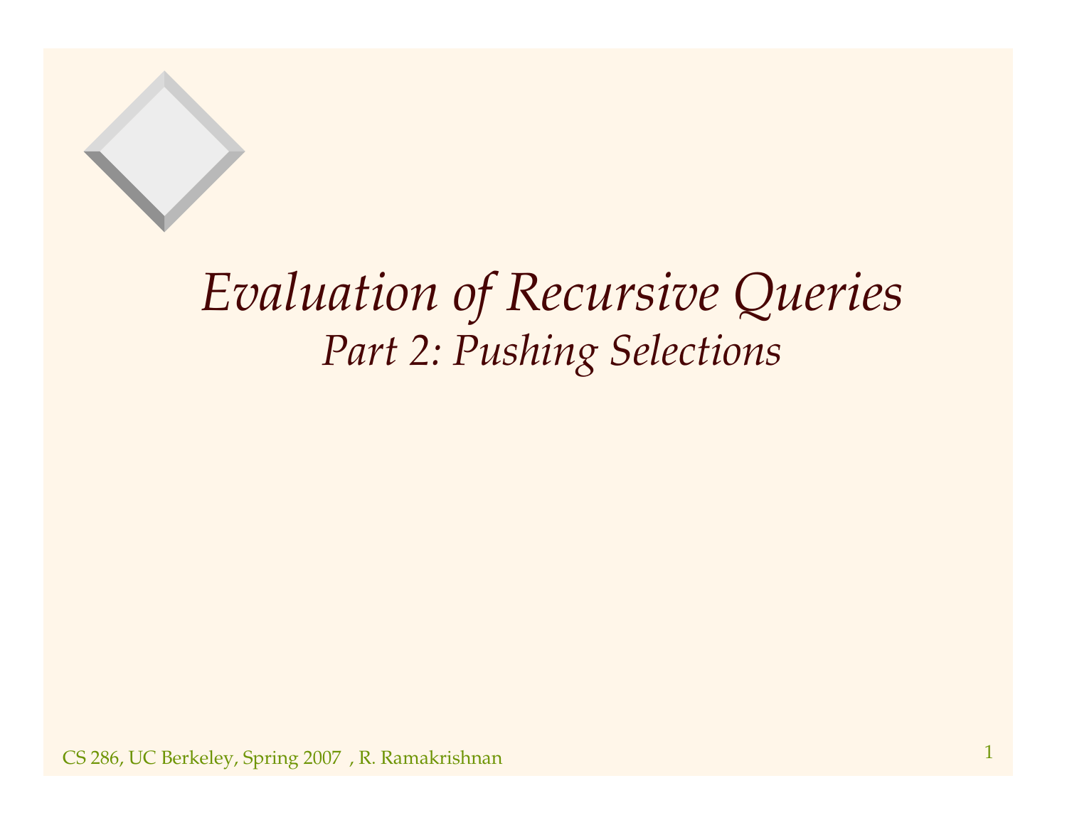# *Evaluation of Recursive Queries*

## *Part 2: Pushing Selections*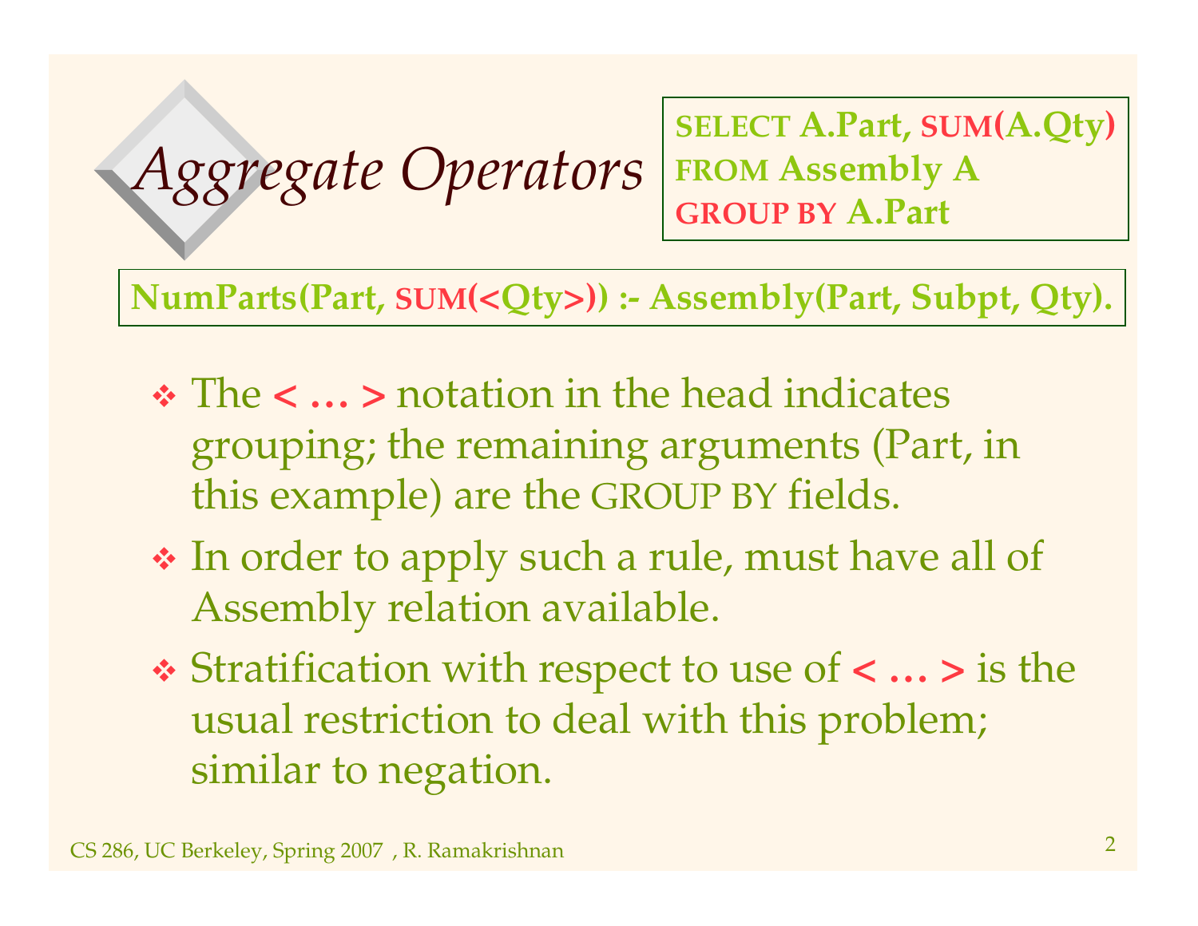# Aggregate Operators

```
SELECT A.Part, SUM(A.Qty)
FROM Assembly A
GROUP BY A.Part
```

```
NumParts(Part, SUM(<Qty>)) :- Assembly(Part, Subpt, Qty).
```

- The < … > notation in the head indicates grouping; the remaining arguments (Part, in this example) are the GROUP BY fields.
- In order to apply such a rule, must have all of Assembly relation available.
- Stratification with respect to use of < … > is the usual restriction to deal with this problem; similar to negation.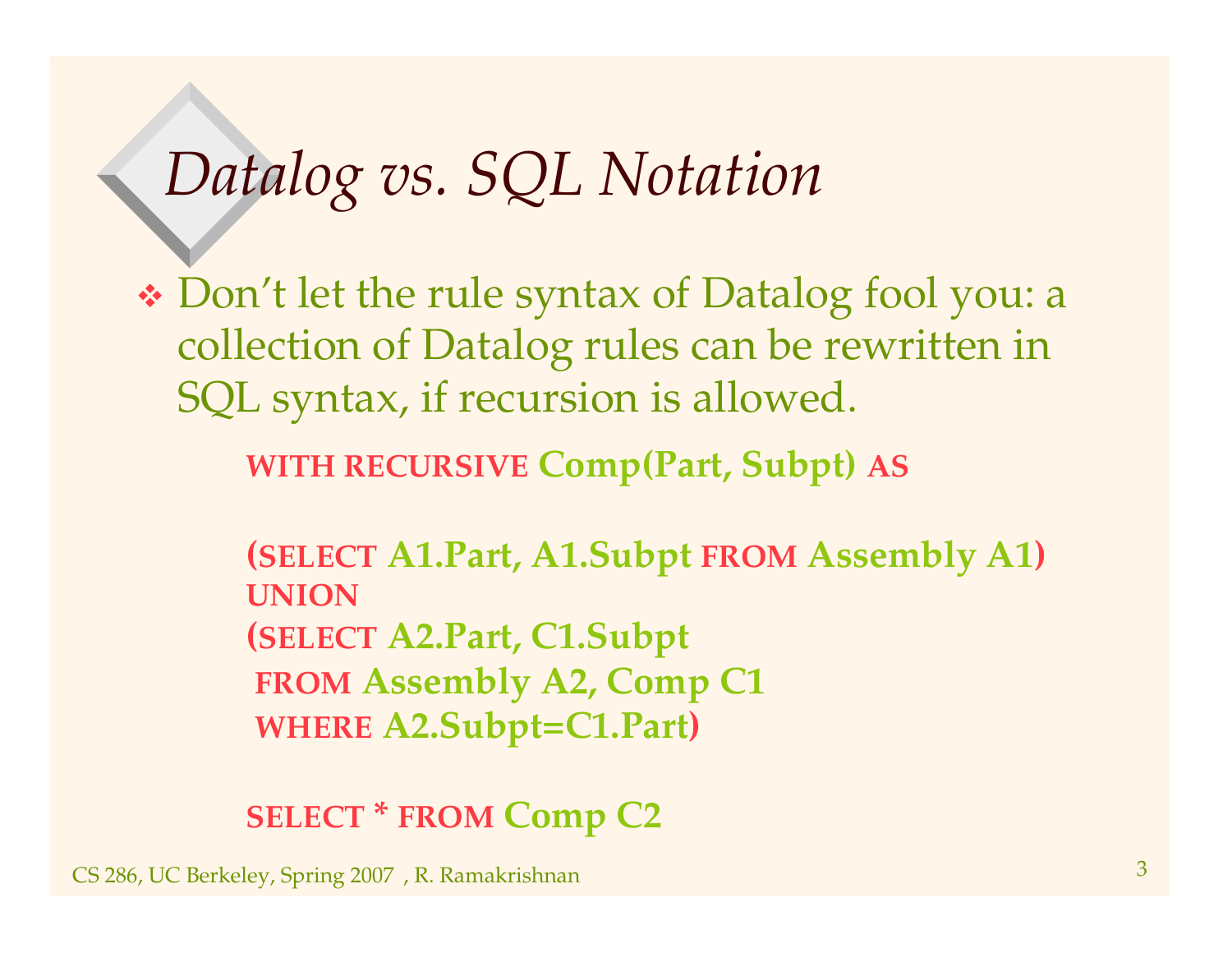# Datalog vs. SQL Notation

- Don't let the rule syntax of Datalog fool you: a collection of Datalog rules can be rewritten in SQL syntax, if recursion is allowed.

```
WITH RECURSIVE Comp(Part, Subpt) AS

(SELECT A1.Part, A1.Subpt FROM Assembly A1)
UNION
(SELECT A2.Part, C1.Subpt
 FROM Assembly A2, Comp C1
 WHERE A2.Subpt=C1.Part)

SELECT * FROM Comp C2
```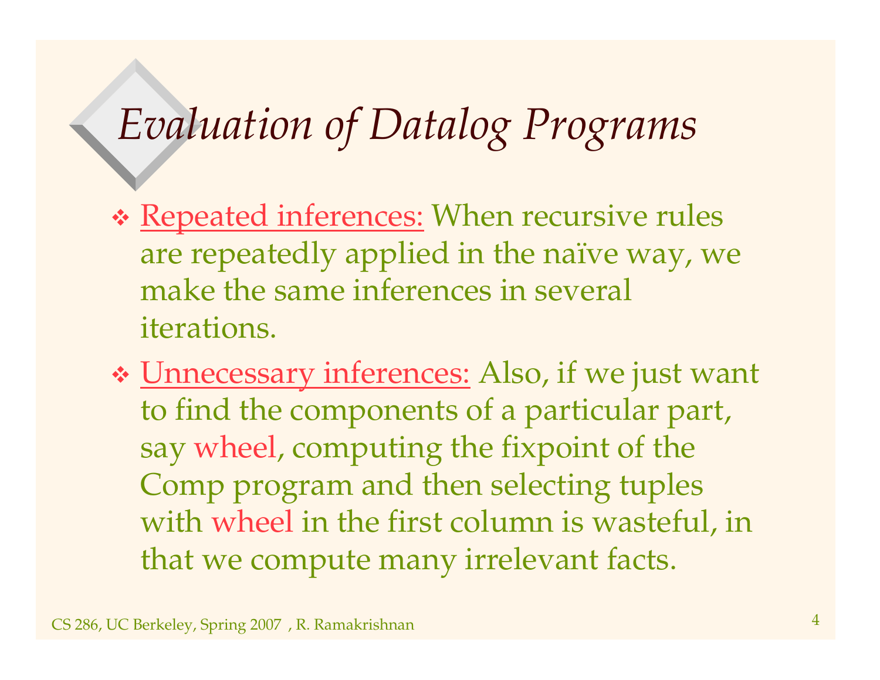# *Evaluation of Datalog Programs*

- Repeated inferences: When recursive rules are repeatedly applied in the naïve way, we make the same inferences in several iterations.
- Unnecessary inferences: Also, if we just want to find the components of a particular part, say wheel, computing the fixpoint of the Comp program and then selecting tuples with wheel in the first column is wasteful, in that we compute many irrelevant facts.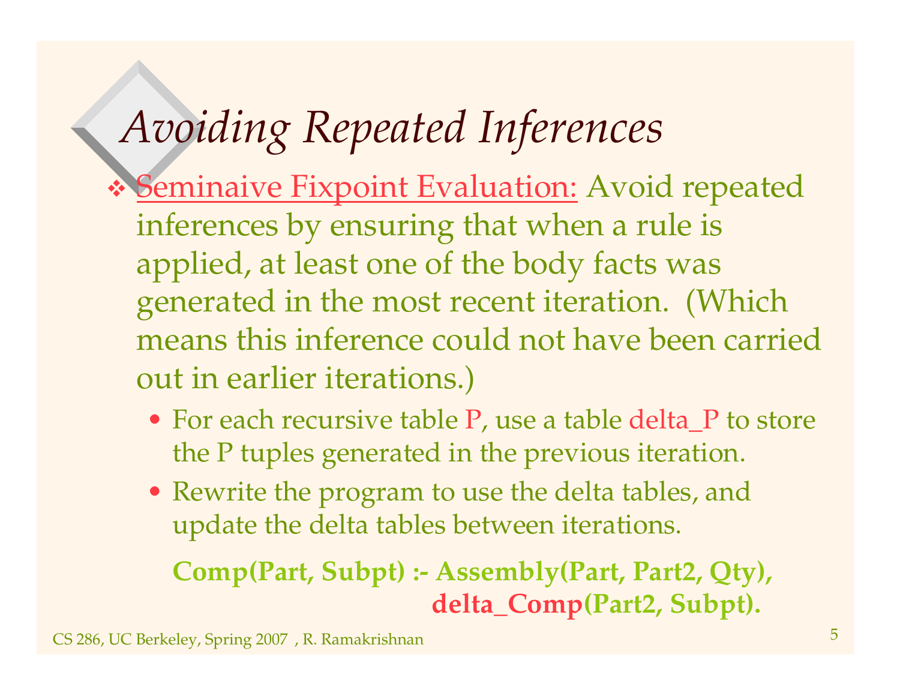# *Avoiding Repeated Inferences*

- Seminaive Fixpoint Evaluation: Avoid repeated inferences by ensuring that when a rule is applied, at least one of the body facts was generated in the most recent iteration. (Which means this inference could not have been carried out in earlier iterations.)
  - For each recursive table P, use a table delta_P to store the P tuples generated in the previous iteration.
  - Rewrite the program to use the delta tables, and update the delta tables between iterations.

```
Comp(Part, Subpt) :- Assembly(Part, Part2, Qty),
                     delta_Comp(Part2, Subpt).
```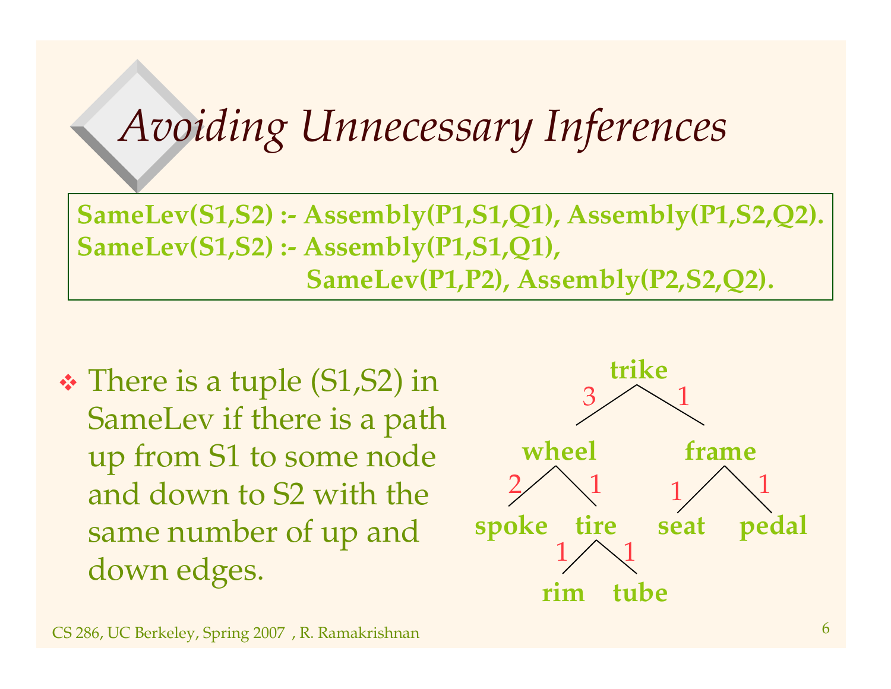# Avoiding Unnecessary Inferences

```
SameLev(S1,S2) :- Assembly(P1,S1,Q1), Assembly(P1,S2,Q2).
SameLev(S1,S2) :- Assembly(P1,S1,Q1),
                  SameLev(P1,P2), Assembly(P2,S2,Q2).
```

- There is a tuple (S1,S2) in SameLev if there is a path up from S1 to some node and down to S2 with the same number of up and down edges.

trike

3 1

wheel frame

2 1 1 1

spoke tire seat pedal

1 1

rim tube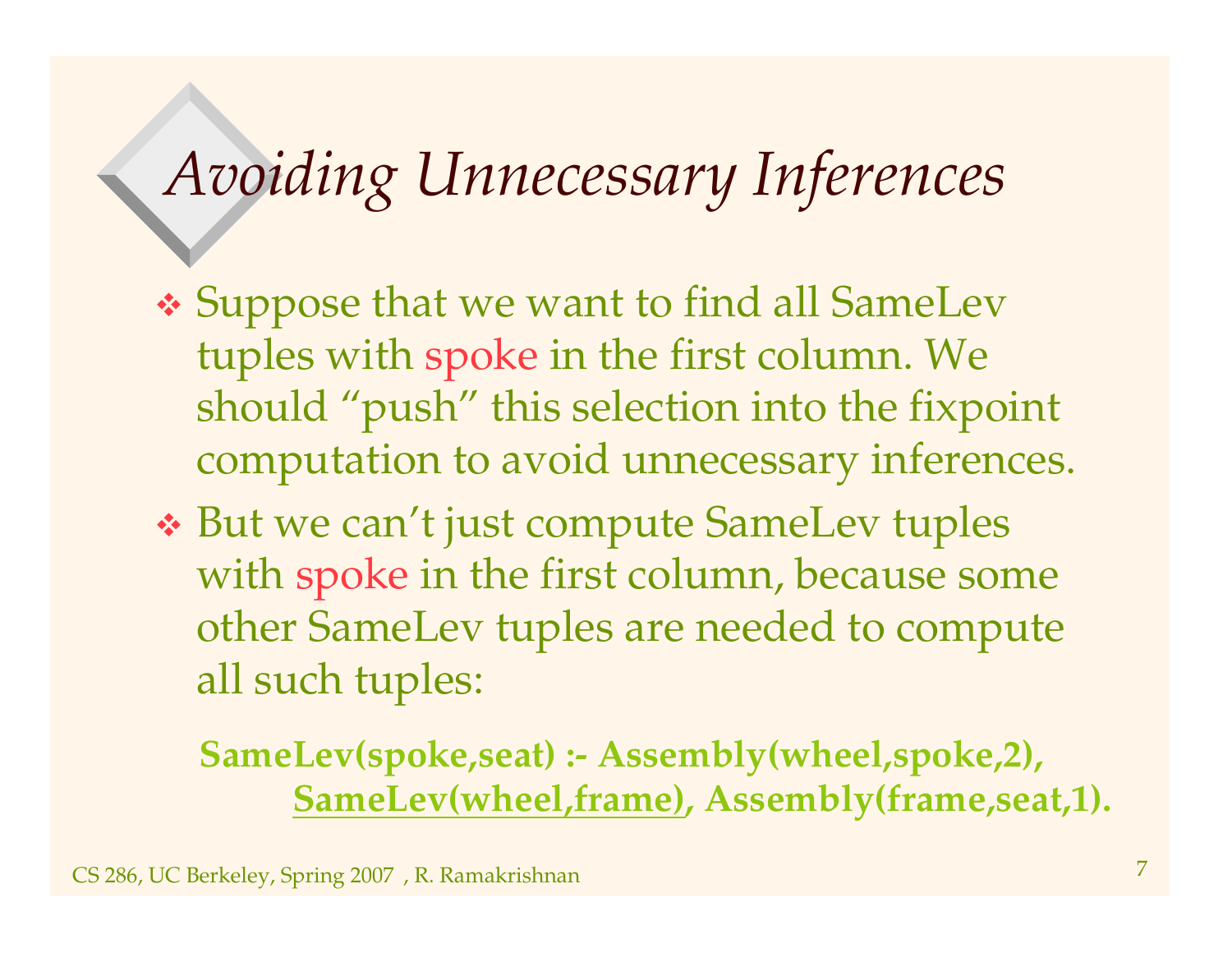# *Avoiding Unnecessary Inferences*

- Suppose that we want to find all SameLev tuples with spoke in the first column. We should "push" this selection into the fixpoint computation to avoid unnecessary inferences.
- But we can't just compute SameLev tuples with spoke in the first column, because some other SameLev tuples are needed to compute all such tuples:

**SameLev(spoke,seat) :- Assembly(wheel,spoke,2),**
**<u>SameLev(wheel,frame)</u>, Assembly(frame,seat,1).**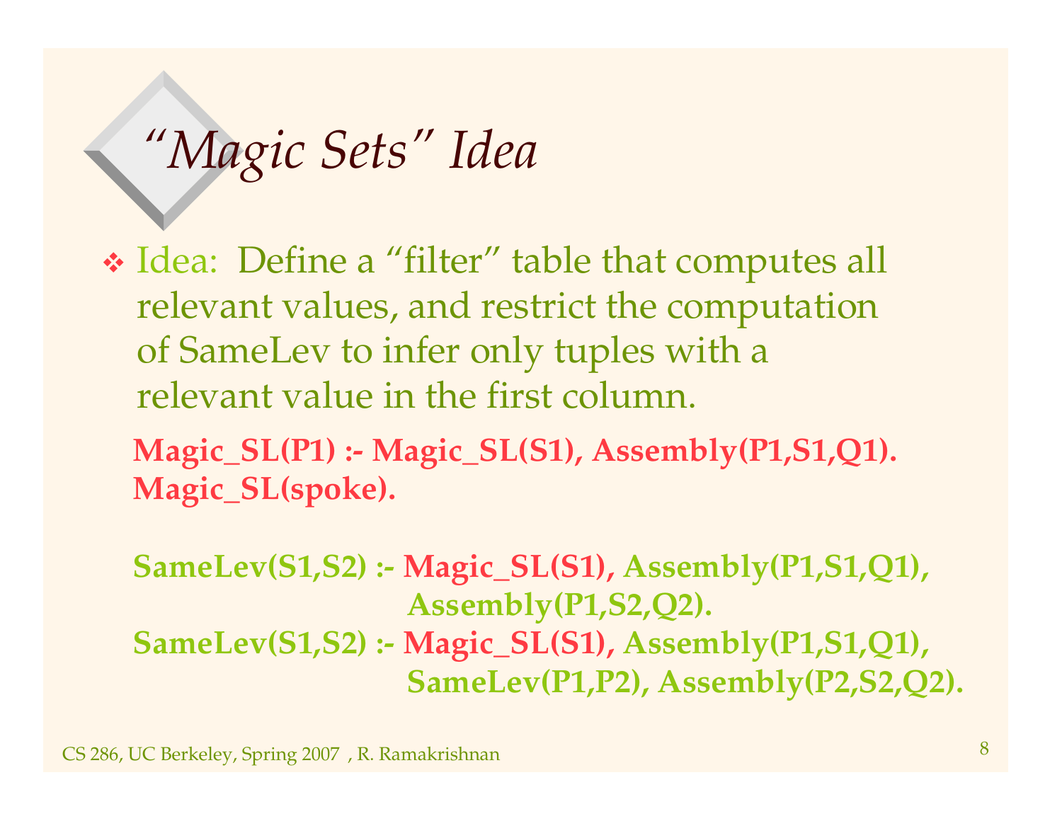# *"Magic Sets" Idea*

- Idea: Define a "filter" table that computes all relevant values, and restrict the computation of SameLev to infer only tuples with a relevant value in the first column.

```
Magic_SL(P1) :- Magic_SL(S1), Assembly(P1,S1,Q1).
Magic_SL(spoke).

SameLev(S1,S2) :- Magic_SL(S1), Assembly(P1,S1,Q1),
                  Assembly(P1,S2,Q2).
SameLev(S1,S2) :- Magic_SL(S1), Assembly(P1,S1,Q1),
                  SameLev(P1,P2), Assembly(P2,S2,Q2).
```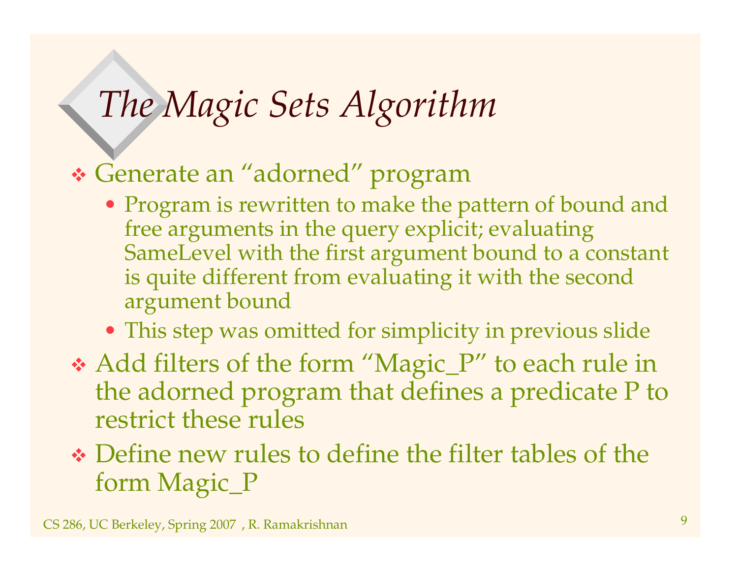# *The Magic Sets Algorithm*

- Generate an "adorned" program
  - Program is rewritten to make the pattern of bound and free arguments in the query explicit; evaluating SameLevel with the first argument bound to a constant is quite different from evaluating it with the second argument bound
  - This step was omitted for simplicity in previous slide
- Add filters of the form "Magic_P" to each rule in the adorned program that defines a predicate P to restrict these rules
- Define new rules to define the filter tables of the form Magic_P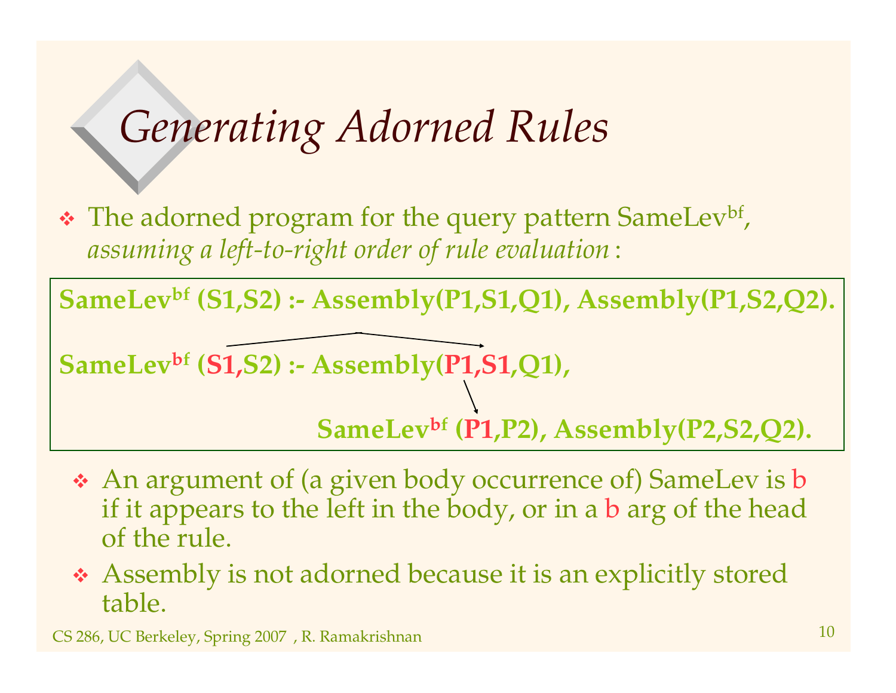# Generating Adorned Rules

- The adorned program for the query pattern SameLev$^{bf}$, *assuming a left-to-right order of rule evaluation* :

**SameLev$^{bf}$ (S1,S2) :- Assembly(P1,S1,Q1), Assembly(P1,S2,Q2).**

**SameLev$^{bf}$ (S1,S2) :- Assembly(P1,S1,Q1),**

**SameLev$^{bf}$ (P1,P2), Assembly(P2,S2,Q2).**

- An argument of (a given body occurrence of) SameLev is b if it appears to the left in the body, or in a b arg of the head of the rule.
- Assembly is not adorned because it is an explicitly stored table.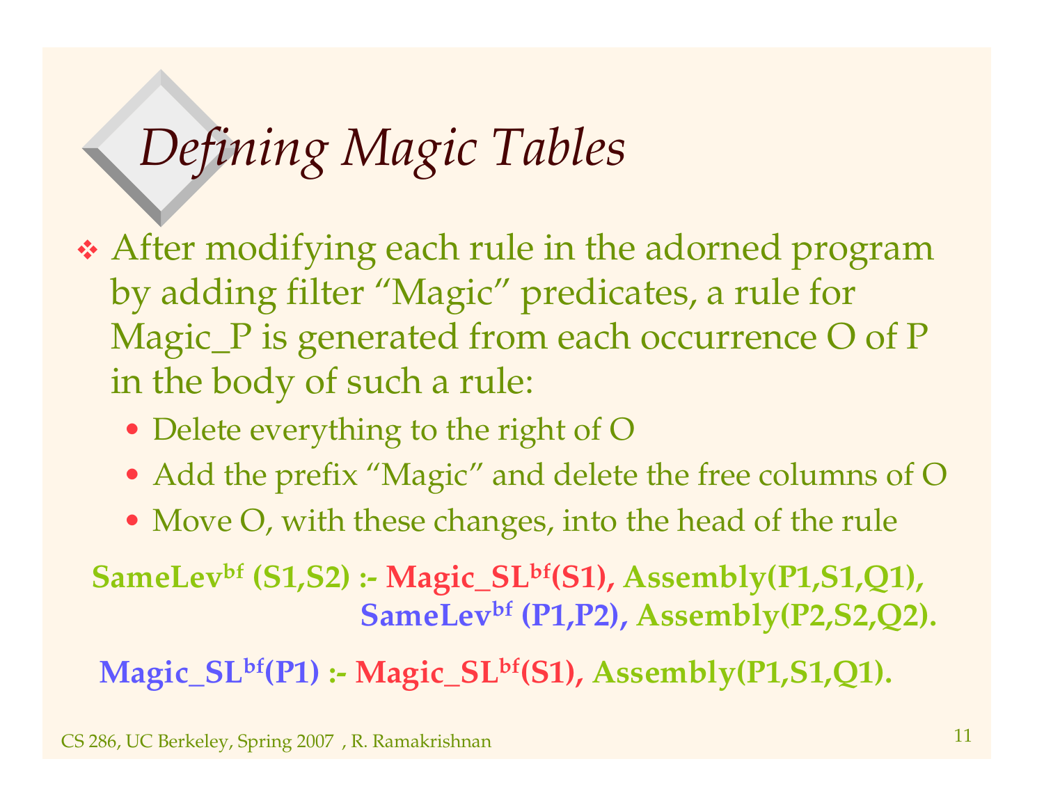# *Defining Magic Tables*

- After modifying each rule in the adorned program by adding filter "Magic" predicates, a rule for Magic_P is generated from each occurrence O of P in the body of such a rule:
  - Delete everything to the right of O
  - Add the prefix "Magic" and delete the free columns of O
  - Move O, with these changes, into the head of the rule

**SameLev$^{bf}$ (S1,S2) :- Magic_SL$^{bf}$(S1), Assembly(P1,S1,Q1), SameLev$^{bf}$ (P1,P2), Assembly(P2,S2,Q2).**

**Magic_SL$^{bf}$(P1) :- Magic_SL$^{bf}$(S1), Assembly(P1,S1,Q1).**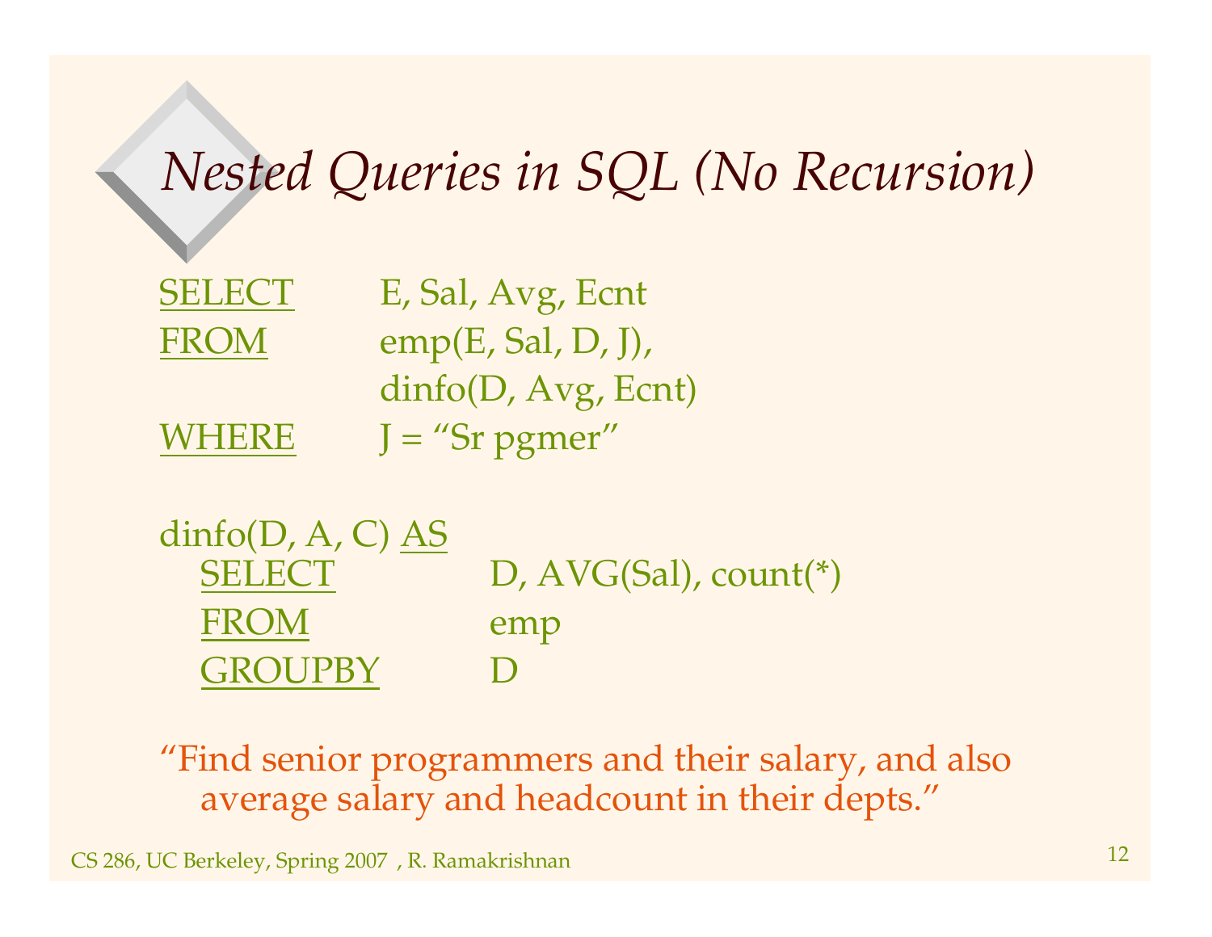# Nested Queries in SQL (No Recursion)

```
SELECT      E, Sal, Avg, Ecnt
FROM        emp(E, Sal, D, J),
            dinfo(D, Avg, Ecnt)
WHERE       J = "Sr pgmer"

dinfo(D, A, C) AS
   SELECT         D, AVG(Sal), count(*)
   FROM           emp
   GROUPBY        D
```

"Find senior programmers and their salary, and also average salary and headcount in their depts."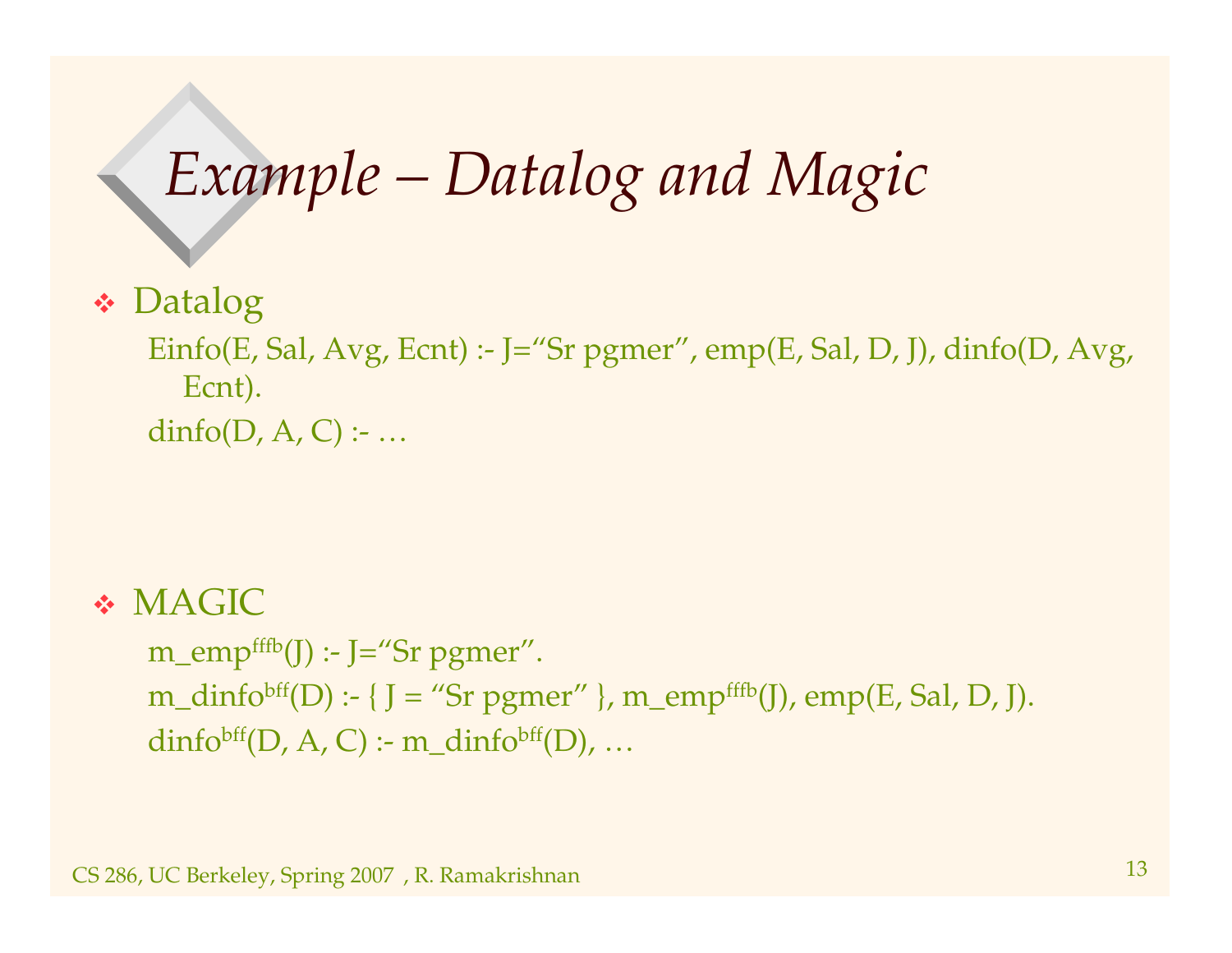# Example – Datalog and Magic

- Datalog

  Einfo(E, Sal, Avg, Ecnt) :- J="Sr pgmer", emp(E, Sal, D, J), dinfo(D, Avg, Ecnt).

  dinfo(D, A, C) :- …

- MAGIC

  m_emp$^{fffb}$(J) :- J="Sr pgmer".

  m_dinfo$^{bff}$(D) :- { J = "Sr pgmer" }, m_emp$^{fffb}$(J), emp(E, Sal, D, J).

  dinfo$^{bff}$(D, A, C) :- m_dinfo$^{bff}$(D), …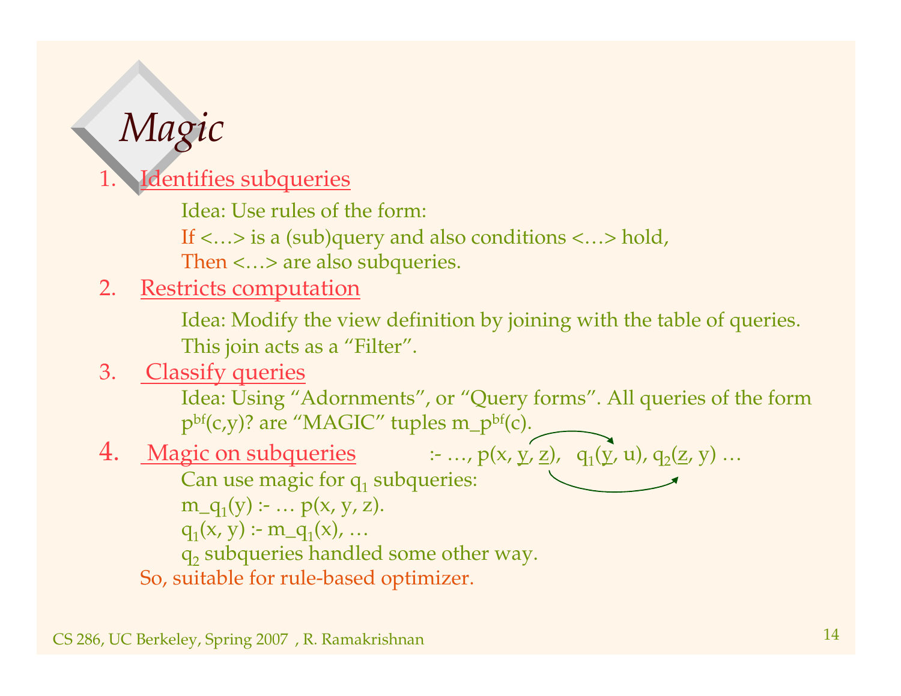# Magic

1. Identifies subqueries

   Idea: Use rules of the form:

   If <…> is a (sub)query and also conditions <…> hold,

   Then <…> are also subqueries.

2. Restricts computation

   Idea: Modify the view definition by joining with the table of queries. This join acts as a "Filter".

3. Classify queries

   Idea: Using "Adornments", or "Query forms". All queries of the form $p^{bf}(c,y)$? are "MAGIC" tuples $m\_p^{bf}(c)$.

4. Magic on subqueries    :- …, $p(x, \underline{y}, \underline{z})$, $q_1(\underline{y}, u)$, $q_2(\underline{z}, y)$ …

   Can use magic for $q_1$ subqueries:

   $m\_q_1(y)$ :- … $p(x, y, z)$.

   $q_1(x, y)$ :- $m\_q_1(x)$, …

   $q_2$ subqueries handled some other way.

So, suitable for rule-based optimizer.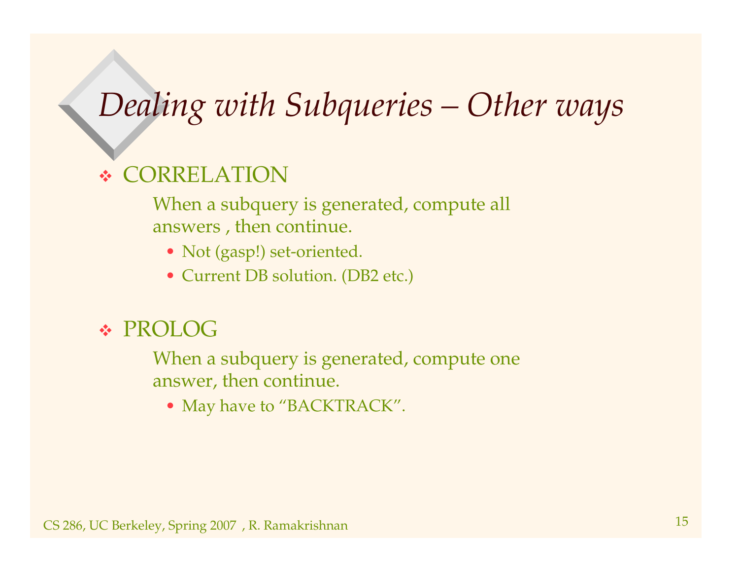# *Dealing with Subqueries – Other ways*

- CORRELATION

  When a subquery is generated, compute all answers , then continue.

  - Not (gasp!) set-oriented.
  - Current DB solution. (DB2 etc.)

- PROLOG

  When a subquery is generated, compute one answer, then continue.

  - May have to “BACKTRACK”.

CS 286, UC Berkeley, Spring 2007 , R. Ramakrishnan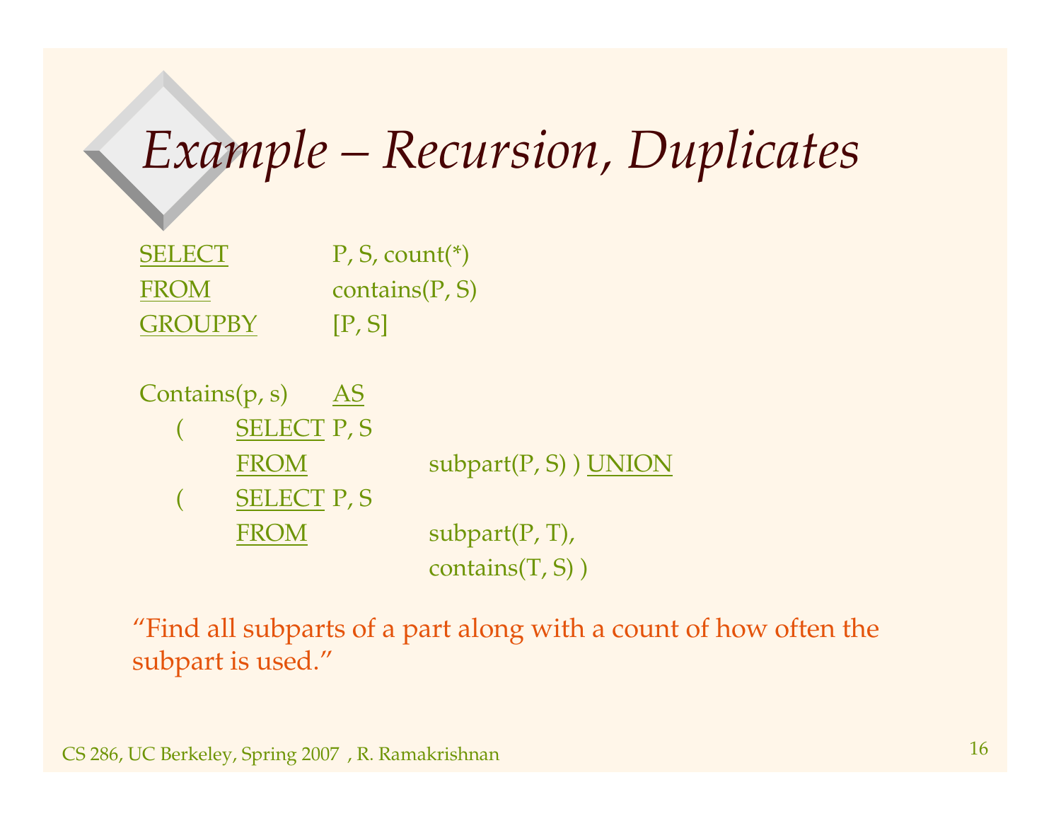# Example – Recursion, Duplicates

```
SELECT      P, S, count(*)
FROM        contains(P, S)
GROUPBY     [P, S]

Contains(p, s)    AS
    (   SELECT P, S
        FROM            subpart(P, S) ) UNION
    (   SELECT P, S
        FROM            subpart(P, T),
                        contains(T, S) )
```

"Find all subparts of a part along with a count of how often the subpart is used."

CS 286, UC Berkeley, Spring 2007 , R. Ramakrishnan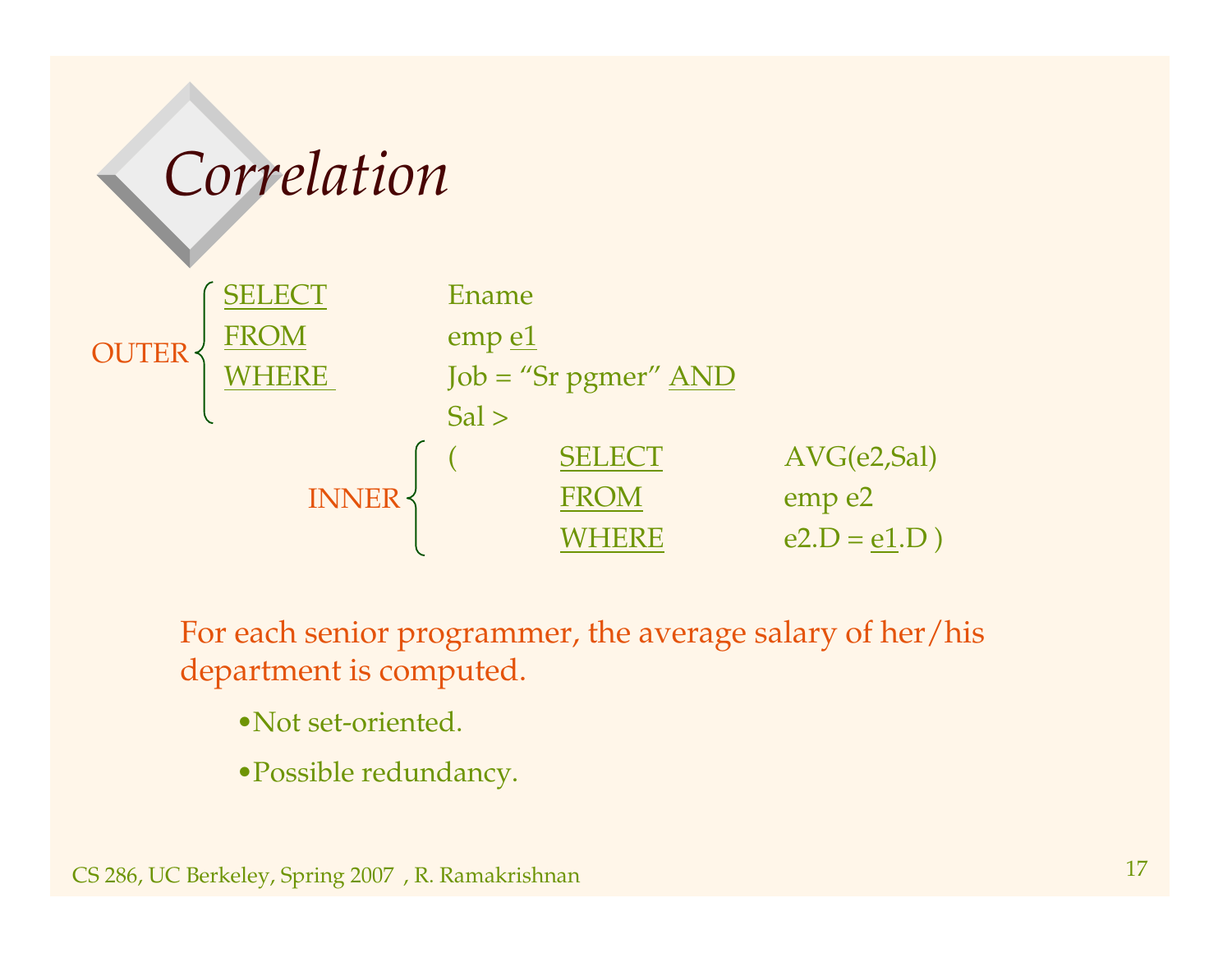# Correlation

```
         ┌ SELECT      Ename
OUTER    │ FROM        emp e1
         │ WHERE       Job = "Sr pgmer" AND
         └             Sal >
                  ┌ (        SELECT      AVG(e2,Sal)
            INNER │          FROM        emp e2
                  └          WHERE       e2.D = e1.D )
```

For each senior programmer, the average salary of her/his department is computed.

- Not set-oriented.
- Possible redundancy.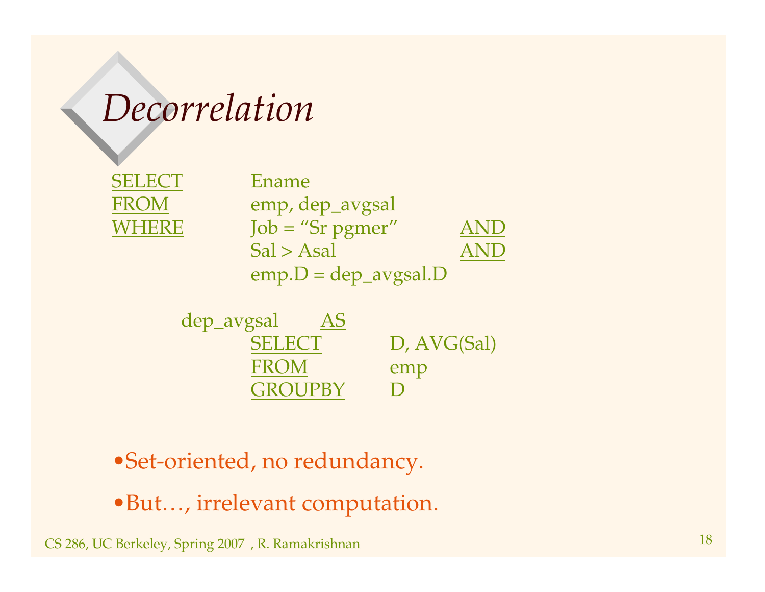# Decorrelation

```
SELECT      Ename
FROM        emp, dep_avgsal
WHERE       Job = "Sr pgmer"       AND
            Sal > Asal             AND
            emp.D = dep_avgsal.D

      dep_avgsal    AS
            SELECT      D, AVG(Sal)
            FROM        emp
            GROUPBY     D
```

- Set-oriented, no redundancy.
- But…, irrelevant computation.

CS 286, UC Berkeley, Spring 2007 , R. Ramakrishnan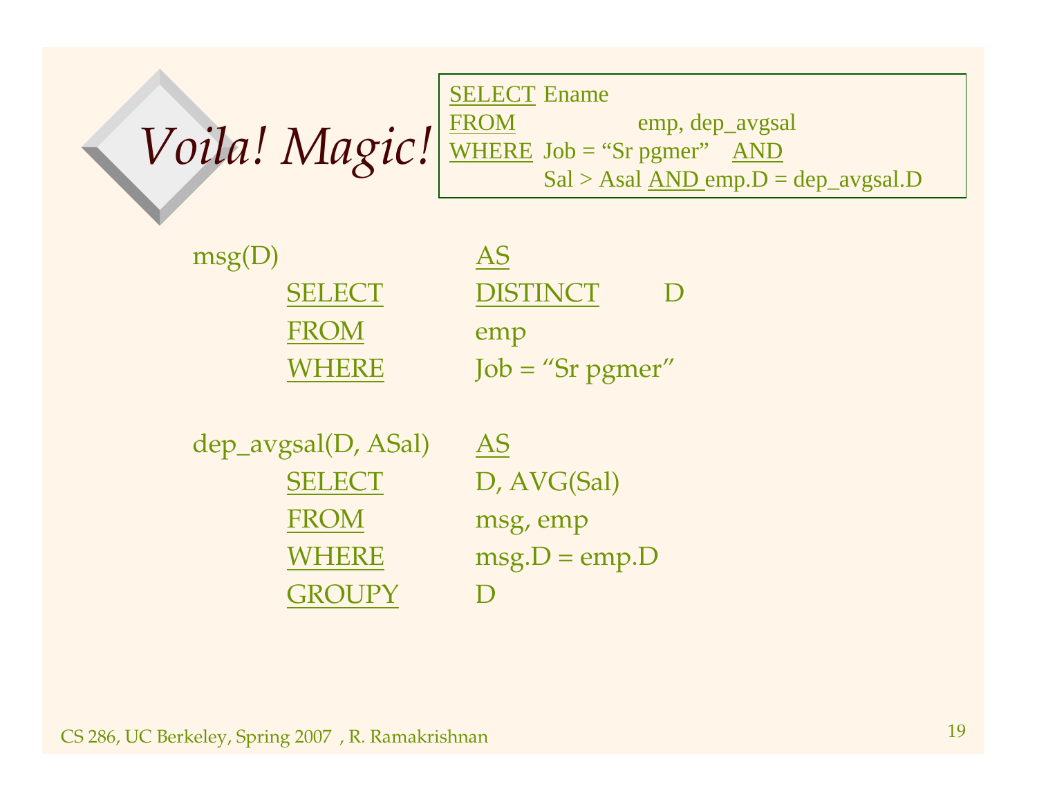# *Voila! Magic!*

```
SELECT  Ename
FROM    emp, dep_avgsal
WHERE   Job = "Sr pgmer"  AND
        Sal > Asal AND emp.D = dep_avgsal.D
```

```
msg(D)              AS
        SELECT      DISTINCT    D
        FROM        emp
        WHERE       Job = "Sr pgmer"

dep_avgsal(D, ASal) AS
        SELECT      D, AVG(Sal)
        FROM        msg, emp
        WHERE       msg.D = emp.D
        GROUPY      D
```

CS 286, UC Berkeley, Spring 2007 , R. Ramakrishnan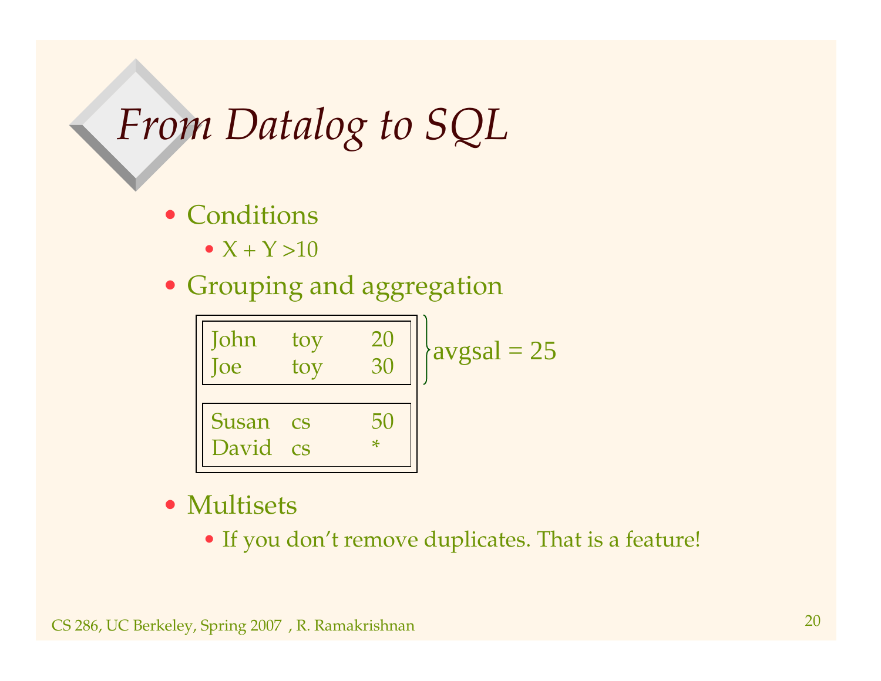# *From Datalog to SQL*

- Conditions
  - X + Y >10
- Grouping and aggregation

| | | |
|---|---|---|
| John | toy | 20 |
| Joe | toy | 30 |
| Susan | cs | 50 |
| David | cs | * |

avgsal = 25 (for the toy group: John, Joe)

- Multisets
  - If you don't remove duplicates. That is a feature!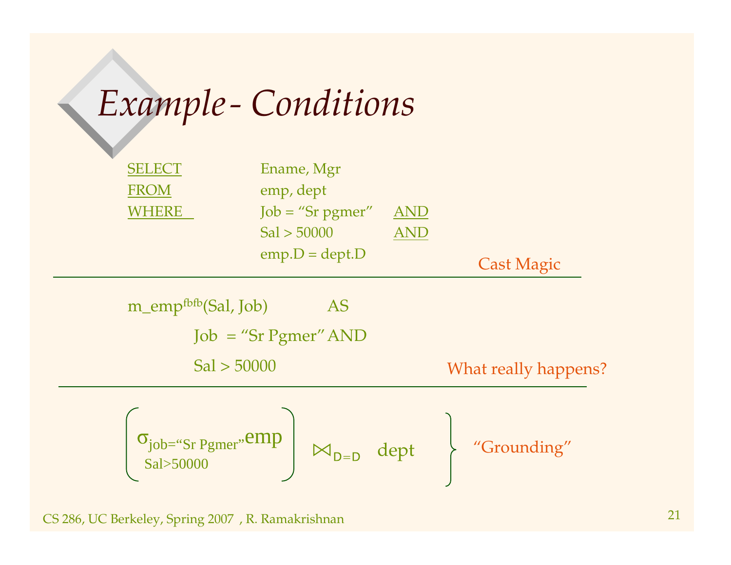# *Example - Conditions*

```
SELECT      Ename, Mgr
FROM        emp, dept
WHERE       Job = "Sr pgmer"   AND
            Sal > 50000        AND
            emp.D = dept.D
```

Cast Magic

---

$m\_emp^{fbfb}(Sal, Job)$ AS

Job = "Sr Pgmer" AND

Sal > 50000

What really happens?

---

$$\left( \sigma_{\substack{job=\text{"Sr Pgmer"} \\ Sal>50000}} emp \right) \bowtie_{D=D} dept$$

"Grounding"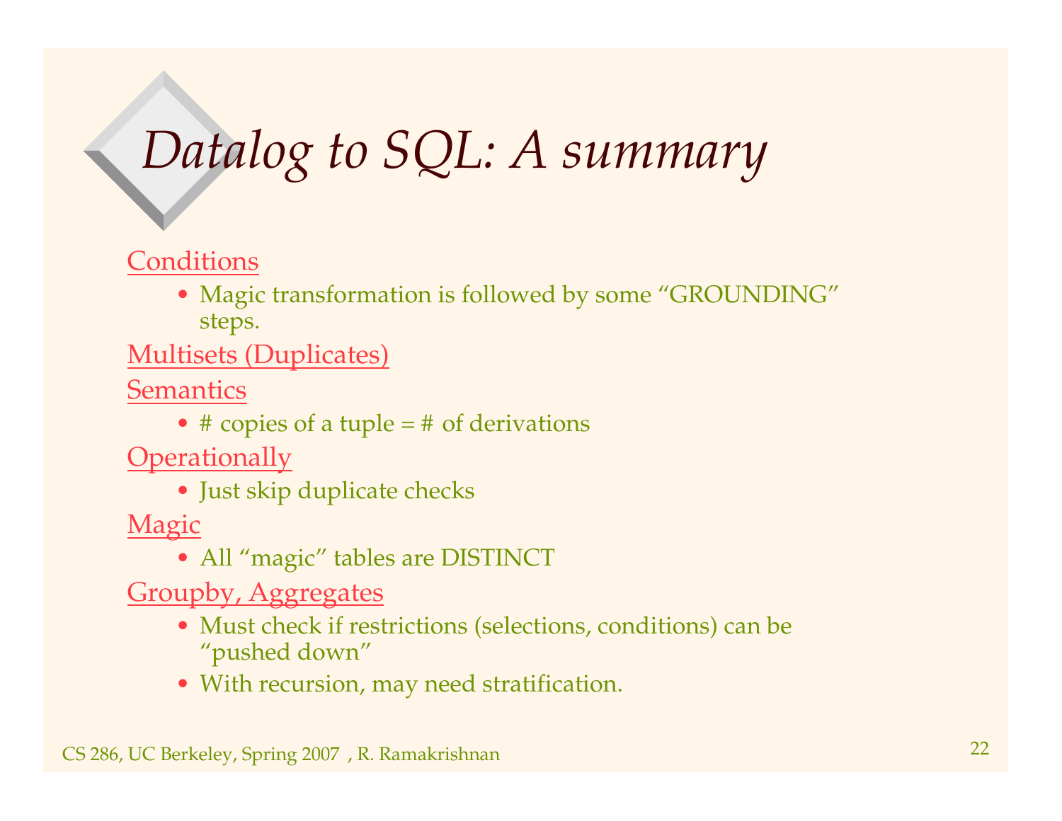# Datalog to SQL: A summary

Conditions

- Magic transformation is followed by some "GROUNDING" steps.

Multisets (Duplicates)

Semantics

- # copies of a tuple = # of derivations

Operationally

- Just skip duplicate checks

Magic

- All "magic" tables are DISTINCT

Groupby, Aggregates

- Must check if restrictions (selections, conditions) can be "pushed down"
- With recursion, may need stratification.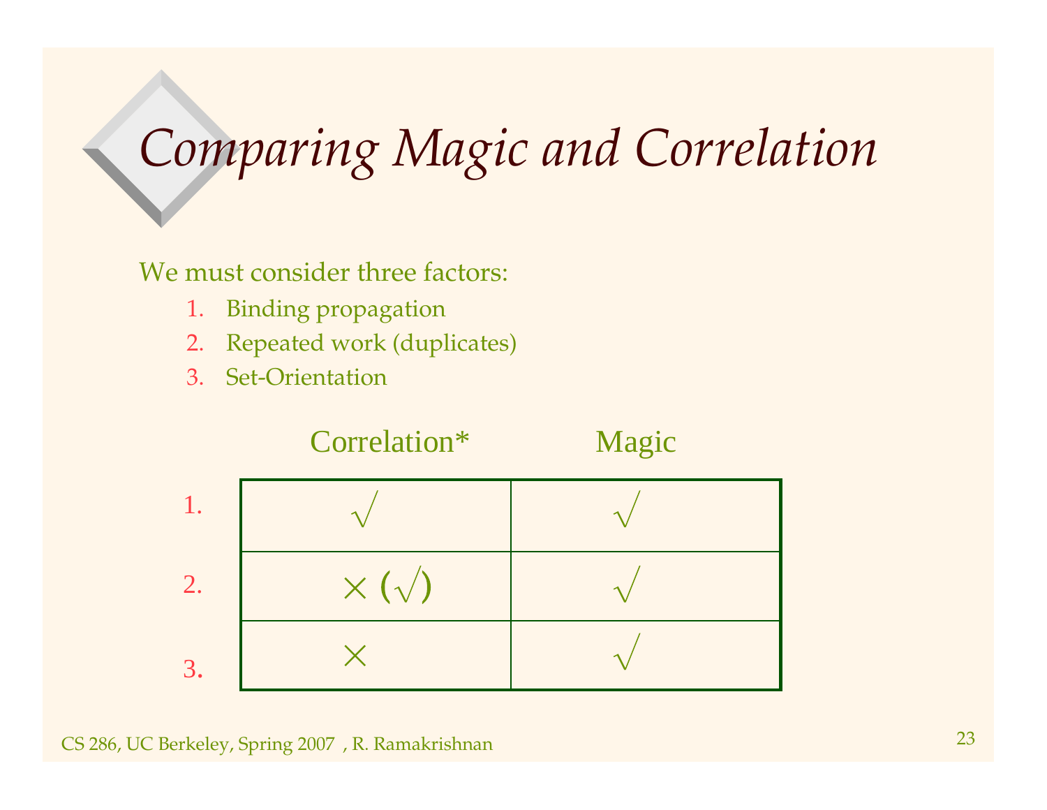# *Comparing Magic and Correlation*

We must consider three factors:

1. Binding propagation
2. Repeated work (duplicates)
3. Set-Orientation

| | Correlation* | Magic |
|---|---|---|
| 1. | √ | √ |
| 2. | × (√) | √ |
| 3. | × | √ |

CS 286, UC Berkeley, Spring 2007 , R. Ramakrishnan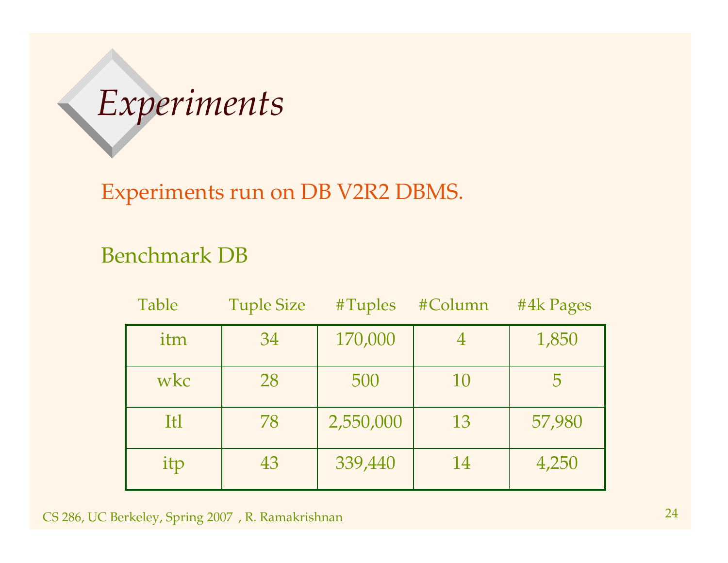# Experiments

Experiments run on DB V2R2 DBMS.

Benchmark DB

| Table | Tuple Size | #Tuples | #Column | #4k Pages |
|---|---|---|---|---|
| itm | 34 | 170,000 | 4 | 1,850 |
| wkc | 28 | 500 | 10 | 5 |
| Itl | 78 | 2,550,000 | 13 | 57,980 |
| itp | 43 | 339,440 | 14 | 4,250 |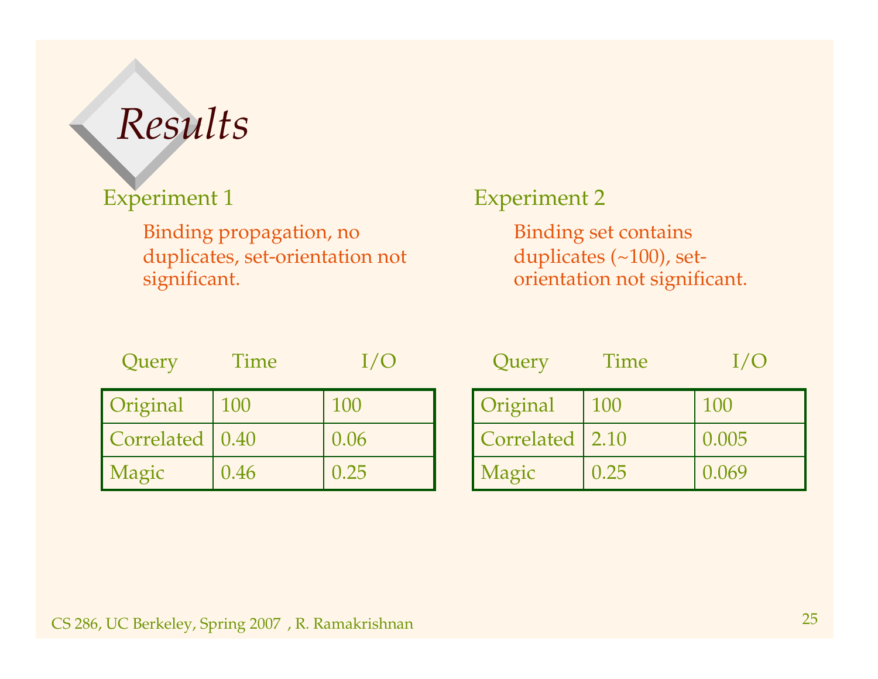# *Results*

## Experiment 1

Binding propagation, no duplicates, set-orientation not significant.

| Query | Time | I/O |
| --- | --- | --- |
| Original | 100 | 100 |
| Correlated | 0.40 | 0.06 |
| Magic | 0.46 | 0.25 |

## Experiment 2

Binding set contains duplicates (~100), set-orientation not significant.

| Query | Time | I/O |
| --- | --- | --- |
| Original | 100 | 100 |
| Correlated | 2.10 | 0.005 |
| Magic | 0.25 | 0.069 |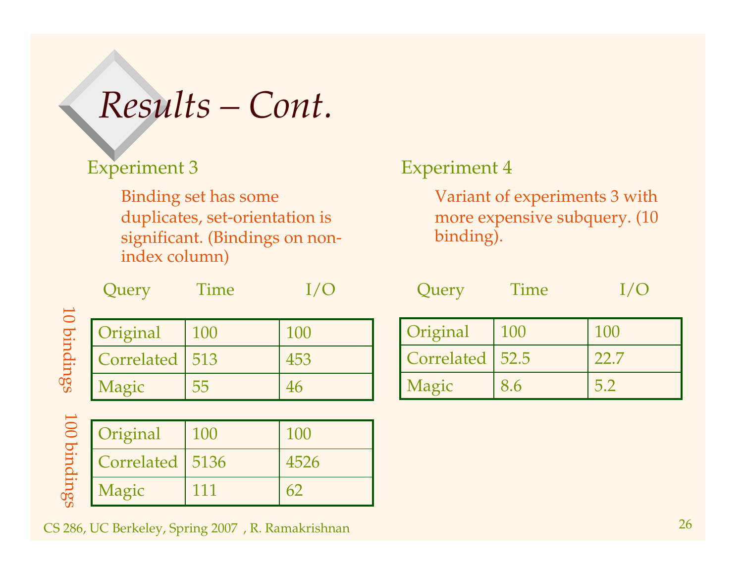# Results – Cont.

## Experiment 3

Binding set has some duplicates, set-orientation is significant. (Bindings on non-index column)

**10 bindings**

| Query | Time | I/O |
|---|---|---|
| Original | 100 | 100 |
| Correlated | 513 | 453 |
| Magic | 55 | 46 |

**100 bindings**

| Query | Time | I/O |
|---|---|---|
| Original | 100 | 100 |
| Correlated | 5136 | 4526 |
| Magic | 111 | 62 |

## Experiment 4

Variant of experiments 3 with more expensive subquery. (10 binding).

| Query | Time | I/O |
|---|---|---|
| Original | 100 | 100 |
| Correlated | 52.5 | 22.7 |
| Magic | 8.6 | 5.2 |

CS 286, UC Berkeley, Spring 2007 , R. Ramakrishnan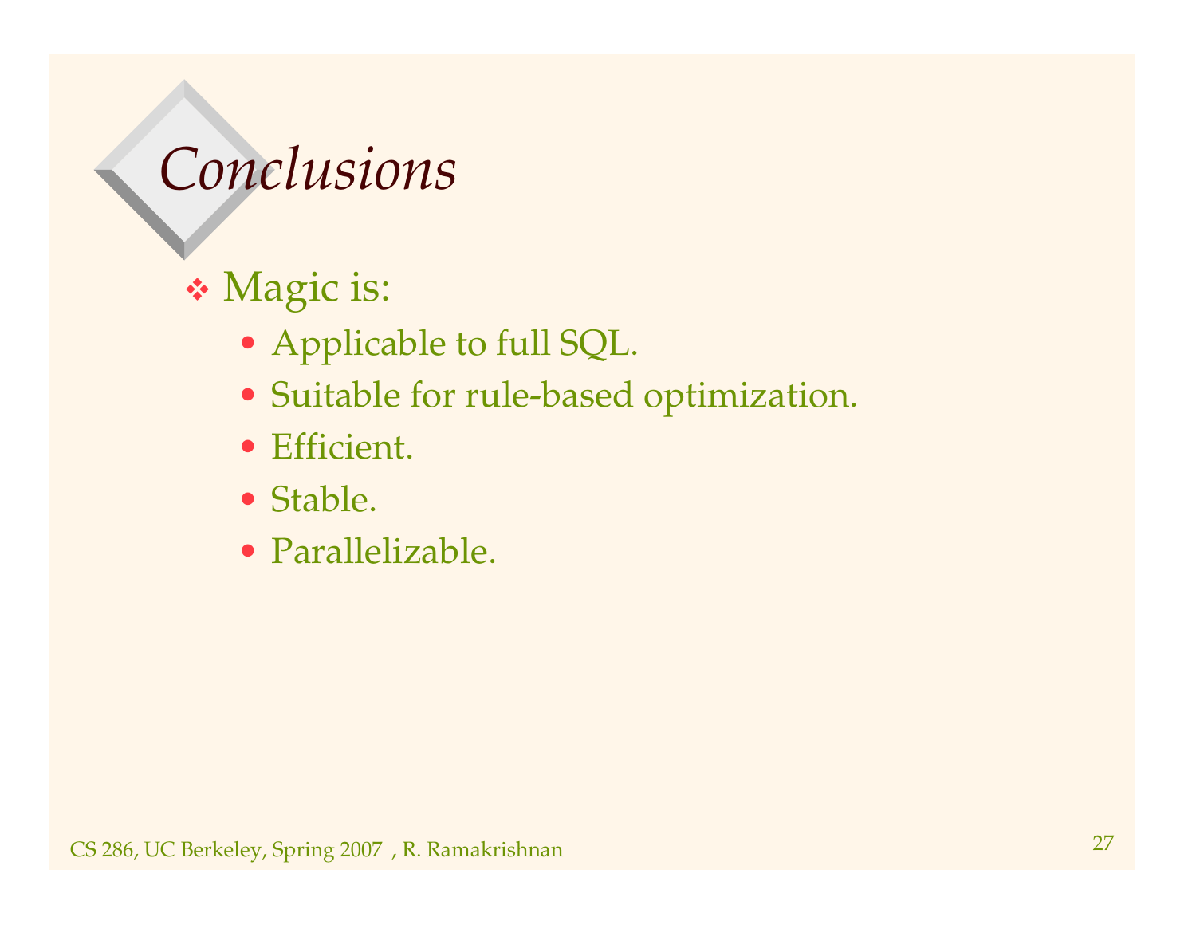# Conclusions

- Magic is:
  - Applicable to full SQL.
  - Suitable for rule-based optimization.
  - Efficient.
  - Stable.
  - Parallelizable.